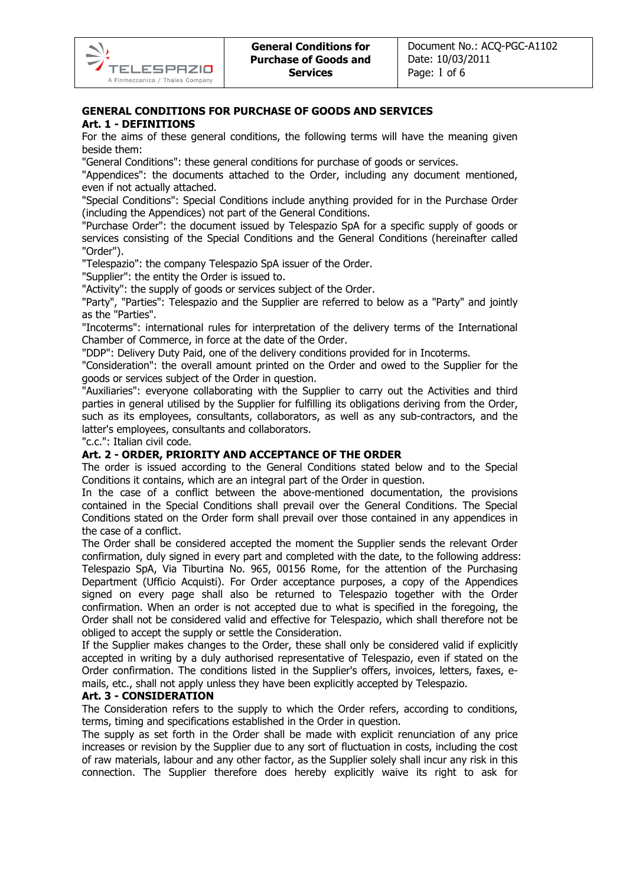# GENERAL CONDITIONS FOR PURCHASE OF GOODS AND SERVICES

## Art. 1 - DEFINITIONS

For the aims of these general conditions, the following terms will have the meaning given beside them:

"General Conditions": these general conditions for purchase of goods or services.

"Appendices": the documents attached to the Order, including any document mentioned, even if not actually attached.

"Special Conditions": Special Conditions include anything provided for in the Purchase Order (including the Appendices) not part of the General Conditions.

"Purchase Order": the document issued by Telespazio SpA for a specific supply of goods or services consisting of the Special Conditions and the General Conditions (hereinafter called "Order").

"Telespazio": the company Telespazio SpA issuer of the Order.

"Supplier": the entity the Order is issued to.

"Activity": the supply of goods or services subject of the Order.

"Party", "Parties": Telespazio and the Supplier are referred to below as a "Party" and jointly as the "Parties".

"Incoterms": international rules for interpretation of the delivery terms of the International Chamber of Commerce, in force at the date of the Order.

"DDP": Delivery Duty Paid, one of the delivery conditions provided for in Incoterms.

"Consideration": the overall amount printed on the Order and owed to the Supplier for the goods or services subject of the Order in question.

"Auxiliaries": everyone collaborating with the Supplier to carry out the Activities and third parties in general utilised by the Supplier for fulfilling its obligations deriving from the Order, such as its employees, consultants, collaborators, as well as any sub-contractors, and the latter's employees, consultants and collaborators.

"c.c.": Italian civil code.

## Art. 2 - ORDER, PRIORITY AND ACCEPTANCE OF THE ORDER

The order is issued according to the General Conditions stated below and to the Special Conditions it contains, which are an integral part of the Order in question.

In the case of a conflict between the above-mentioned documentation, the provisions contained in the Special Conditions shall prevail over the General Conditions. The Special Conditions stated on the Order form shall prevail over those contained in any appendices in the case of a conflict.

The Order shall be considered accepted the moment the Supplier sends the relevant Order confirmation, duly signed in every part and completed with the date, to the following address: Telespazio SpA, Via Tiburtina No. 965, 00156 Rome, for the attention of the Purchasing Department (Ufficio Acquisti). For Order acceptance purposes, a copy of the Appendices signed on every page shall also be returned to Telespazio together with the Order confirmation. When an order is not accepted due to what is specified in the foregoing, the Order shall not be considered valid and effective for Telespazio, which shall therefore not be obliged to accept the supply or settle the Consideration.

If the Supplier makes changes to the Order, these shall only be considered valid if explicitly accepted in writing by a duly authorised representative of Telespazio, even if stated on the Order confirmation. The conditions listed in the Supplier's offers, invoices, letters, faxes, e-mails, etc., shall not apply unless they have been explicitly accepted by Telespazio.

## Art. 3 - CONSIDERATION

The Consideration refers to the supply to which the Order refers, according to conditions, terms, timing and specifications established in the Order in question.

The supply as set forth in the Order shall be made with explicit renunciation of any price increases or revision by the Supplier due to any sort of fluctuation in costs, including the cost of raw materials, labour and any other factor, as the Supplier solely shall incur any risk in this connection. The Supplier therefore does hereby explicitly waive its right to ask for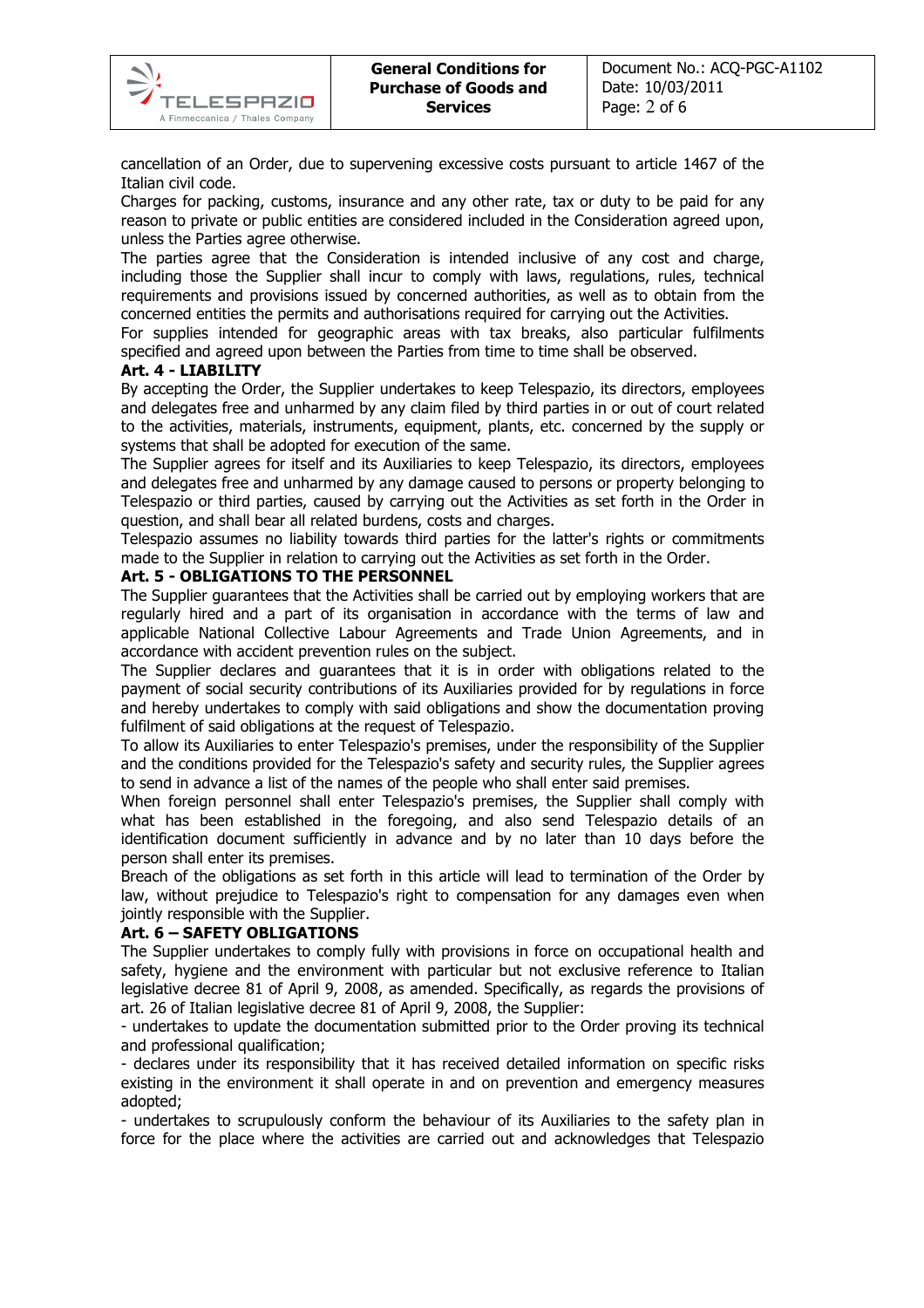cancellation of an Order, due to supervening excessive costs pursuant to article 1467 of the Italian civil code.

Charges for packing, customs, insurance and any other rate, tax or duty to be paid for any reason to private or public entities are considered included in the Consideration agreed upon, unless the Parties agree otherwise.

The parties agree that the Consideration is intended inclusive of any cost and charge, including those the Supplier shall incur to comply with laws, regulations, rules, technical requirements and provisions issued by concerned authorities, as well as to obtain from the concerned entities the permits and authorisations required for carrying out the Activities.

For supplies intended for geographic areas with tax breaks, also particular fulfilments specified and agreed upon between the Parties from time to time shall be observed.

**Art. 4 - LIABILITY**

By accepting the Order, the Supplier undertakes to keep Telespazio, its directors, employees and delegates free and unharmed by any claim filed by third parties in or out of court related to the activities, materials, instruments, equipment, plants, etc. concerned by the supply or systems that shall be adopted for execution of the same.

The Supplier agrees for itself and its Auxiliaries to keep Telespazio, its directors, employees and delegates free and unharmed by any damage caused to persons or property belonging to Telespazio or third parties, caused by carrying out the Activities as set forth in the Order in question, and shall bear all related burdens, costs and charges.

Telespazio assumes no liability towards third parties for the latter's rights or commitments made to the Supplier in relation to carrying out the Activities as set forth in the Order.

**Art. 5 - OBLIGATIONS TO THE PERSONNEL**

The Supplier guarantees that the Activities shall be carried out by employing workers that are regularly hired and a part of its organisation in accordance with the terms of law and applicable National Collective Labour Agreements and Trade Union Agreements, and in accordance with accident prevention rules on the subject.

The Supplier declares and guarantees that it is in order with obligations related to the payment of social security contributions of its Auxiliaries provided for by regulations in force and hereby undertakes to comply with said obligations and show the documentation proving fulfilment of said obligations at the request of Telespazio.

To allow its Auxiliaries to enter Telespazio's premises, under the responsibility of the Supplier and the conditions provided for the Telespazio's safety and security rules, the Supplier agrees to send in advance a list of the names of the people who shall enter said premises.

When foreign personnel shall enter Telespazio's premises, the Supplier shall comply with what has been established in the foregoing, and also send Telespazio details of an identification document sufficiently in advance and by no later than 10 days before the person shall enter its premises.

Breach of the obligations as set forth in this article will lead to termination of the Order by law, without prejudice to Telespazio's right to compensation for any damages even when jointly responsible with the Supplier.

**Art. 6 – SAFETY OBLIGATIONS**

The Supplier undertakes to comply fully with provisions in force on occupational health and safety, hygiene and the environment with particular but not exclusive reference to Italian legislative decree 81 of April 9, 2008, as amended. Specifically, as regards the provisions of art. 26 of Italian legislative decree 81 of April 9, 2008, the Supplier:

- undertakes to update the documentation submitted prior to the Order proving its technical and professional qualification;
- declares under its responsibility that it has received detailed information on specific risks existing in the environment it shall operate in and on prevention and emergency measures adopted;
- undertakes to scrupulously conform the behaviour of its Auxiliaries to the safety plan in force for the place where the activities are carried out and acknowledges that Telespazio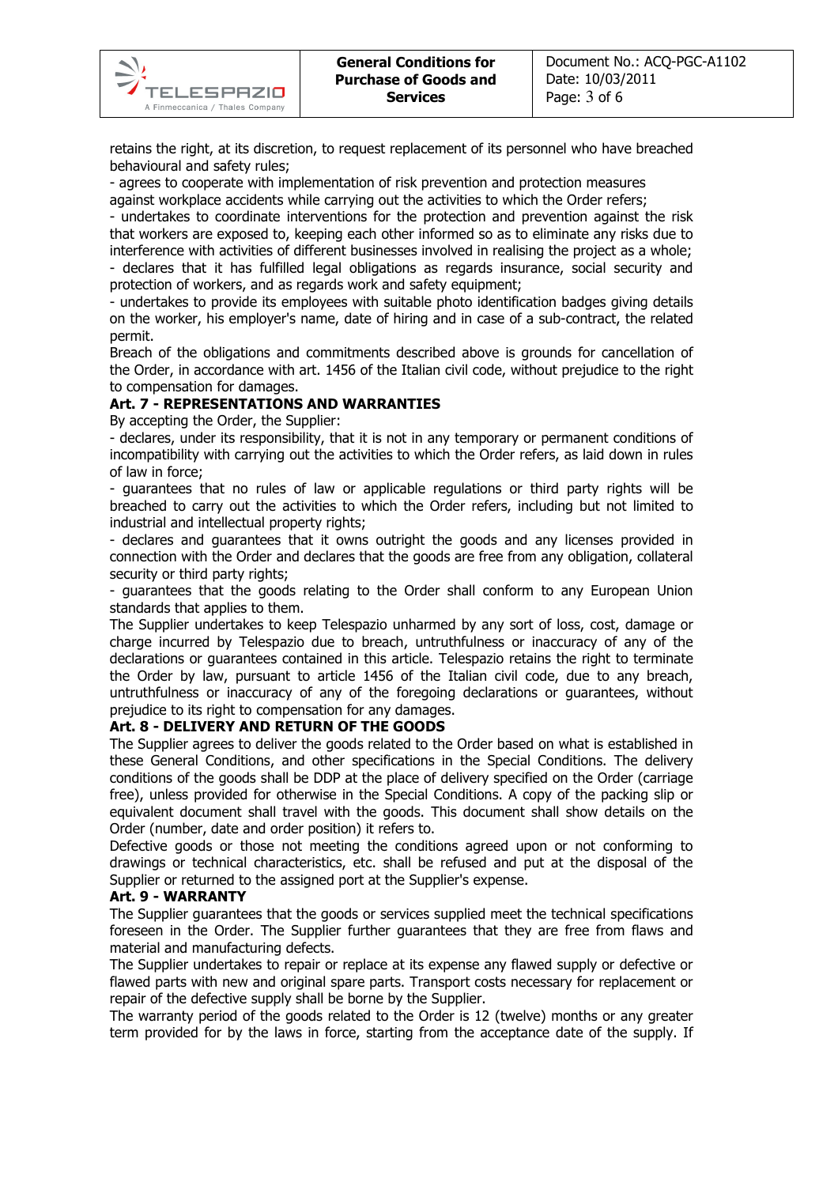retains the right, at its discretion, to request replacement of its personnel who have breached behavioural and safety rules;

- agrees to cooperate with implementation of risk prevention and protection measures against workplace accidents while carrying out the activities to which the Order refers;
- undertakes to coordinate interventions for the protection and prevention against the risk that workers are exposed to, keeping each other informed so as to eliminate any risks due to interference with activities of different businesses involved in realising the project as a whole;
- declares that it has fulfilled legal obligations as regards insurance, social security and protection of workers, and as regards work and safety equipment;
- undertakes to provide its employees with suitable photo identification badges giving details on the worker, his employer's name, date of hiring and in case of a sub-contract, the related permit.

Breach of the obligations and commitments described above is grounds for cancellation of the Order, in accordance with art. 1456 of the Italian civil code, without prejudice to the right to compensation for damages.

### Art. 7 - REPRESENTATIONS AND WARRANTIES

By accepting the Order, the Supplier:

- declares, under its responsibility, that it is not in any temporary or permanent conditions of incompatibility with carrying out the activities to which the Order refers, as laid down in rules of law in force;
- guarantees that no rules of law or applicable regulations or third party rights will be breached to carry out the activities to which the Order refers, including but not limited to industrial and intellectual property rights;
- declares and guarantees that it owns outright the goods and any licenses provided in connection with the Order and declares that the goods are free from any obligation, collateral security or third party rights;
- guarantees that the goods relating to the Order shall conform to any European Union standards that applies to them.

The Supplier undertakes to keep Telespazio unharmed by any sort of loss, cost, damage or charge incurred by Telespazio due to breach, untruthfulness or inaccuracy of any of the declarations or guarantees contained in this article. Telespazio retains the right to terminate the Order by law, pursuant to article 1456 of the Italian civil code, due to any breach, untruthfulness or inaccuracy of any of the foregoing declarations or guarantees, without prejudice to its right to compensation for any damages.

### Art. 8 - DELIVERY AND RETURN OF THE GOODS

The Supplier agrees to deliver the goods related to the Order based on what is established in these General Conditions, and other specifications in the Special Conditions. The delivery conditions of the goods shall be DDP at the place of delivery specified on the Order (carriage free), unless provided for otherwise in the Special Conditions. A copy of the packing slip or equivalent document shall travel with the goods. This document shall show details on the Order (number, date and order position) it refers to.

Defective goods or those not meeting the conditions agreed upon or not conforming to drawings or technical characteristics, etc. shall be refused and put at the disposal of the Supplier or returned to the assigned port at the Supplier's expense.

### Art. 9 - WARRANTY

The Supplier guarantees that the goods or services supplied meet the technical specifications foreseen in the Order. The Supplier further guarantees that they are free from flaws and material and manufacturing defects.

The Supplier undertakes to repair or replace at its expense any flawed supply or defective or flawed parts with new and original spare parts. Transport costs necessary for replacement or repair of the defective supply shall be borne by the Supplier.

The warranty period of the goods related to the Order is 12 (twelve) months or any greater term provided for by the laws in force, starting from the acceptance date of the supply. If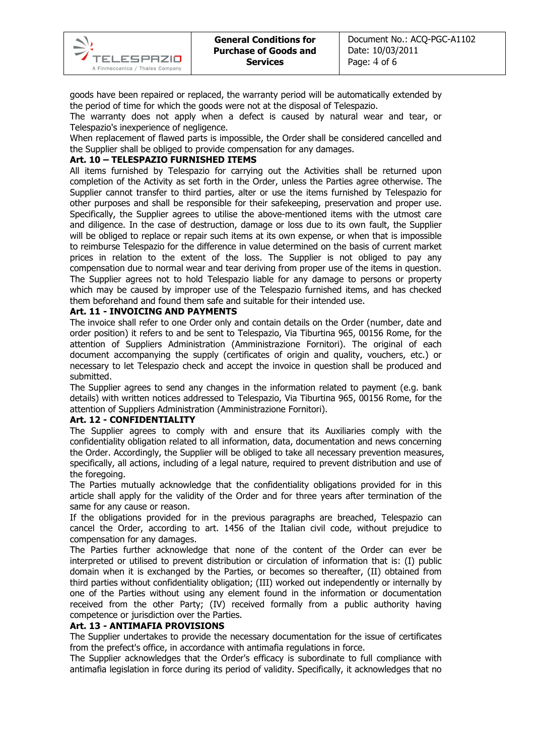goods have been repaired or replaced, the warranty period will be automatically extended by the period of time for which the goods were not at the disposal of Telespazio.
The warranty does not apply when a defect is caused by natural wear and tear, or Telespazio's inexperience of negligence.
When replacement of flawed parts is impossible, the Order shall be considered cancelled and the Supplier shall be obliged to provide compensation for any damages.

**Art. 10 – TELESPAZIO FURNISHED ITEMS**

All items furnished by Telespazio for carrying out the Activities shall be returned upon completion of the Activity as set forth in the Order, unless the Parties agree otherwise. The Supplier cannot transfer to third parties, alter or use the items furnished by Telespazio for other purposes and shall be responsible for their safekeeping, preservation and proper use. Specifically, the Supplier agrees to utilise the above-mentioned items with the utmost care and diligence. In the case of destruction, damage or loss due to its own fault, the Supplier will be obliged to replace or repair such items at its own expense, or when that is impossible to reimburse Telespazio for the difference in value determined on the basis of current market prices in relation to the extent of the loss. The Supplier is not obliged to pay any compensation due to normal wear and tear deriving from proper use of the items in question. The Supplier agrees not to hold Telespazio liable for any damage to persons or property which may be caused by improper use of the Telespazio furnished items, and has checked them beforehand and found them safe and suitable for their intended use.

**Art. 11 - INVOICING AND PAYMENTS**

The invoice shall refer to one Order only and contain details on the Order (number, date and order position) it refers to and be sent to Telespazio, Via Tiburtina 965, 00156 Rome, for the attention of Suppliers Administration (Amministrazione Fornitori). The original of each document accompanying the supply (certificates of origin and quality, vouchers, etc.) or necessary to let Telespazio check and accept the invoice in question shall be produced and submitted.
The Supplier agrees to send any changes in the information related to payment (e.g. bank details) with written notices addressed to Telespazio, Via Tiburtina 965, 00156 Rome, for the attention of Suppliers Administration (Amministrazione Fornitori).

**Art. 12 - CONFIDENTIALITY**

The Supplier agrees to comply with and ensure that its Auxiliaries comply with the confidentiality obligation related to all information, data, documentation and news concerning the Order. Accordingly, the Supplier will be obliged to take all necessary prevention measures, specifically, all actions, including of a legal nature, required to prevent distribution and use of the foregoing.
The Parties mutually acknowledge that the confidentiality obligations provided for in this article shall apply for the validity of the Order and for three years after termination of the same for any cause or reason.
If the obligations provided for in the previous paragraphs are breached, Telespazio can cancel the Order, according to art. 1456 of the Italian civil code, without prejudice to compensation for any damages.
The Parties further acknowledge that none of the content of the Order can ever be interpreted or utilised to prevent distribution or circulation of information that is: (I) public domain when it is exchanged by the Parties, or becomes so thereafter, (II) obtained from third parties without confidentiality obligation; (III) worked out independently or internally by one of the Parties without using any element found in the information or documentation received from the other Party; (IV) received formally from a public authority having competence or jurisdiction over the Parties.

**Art. 13 - ANTIMAFIA PROVISIONS**

The Supplier undertakes to provide the necessary documentation for the issue of certificates from the prefect's office, in accordance with antimafia regulations in force.
The Supplier acknowledges that the Order's efficacy is subordinate to full compliance with antimafia legislation in force during its period of validity. Specifically, it acknowledges that no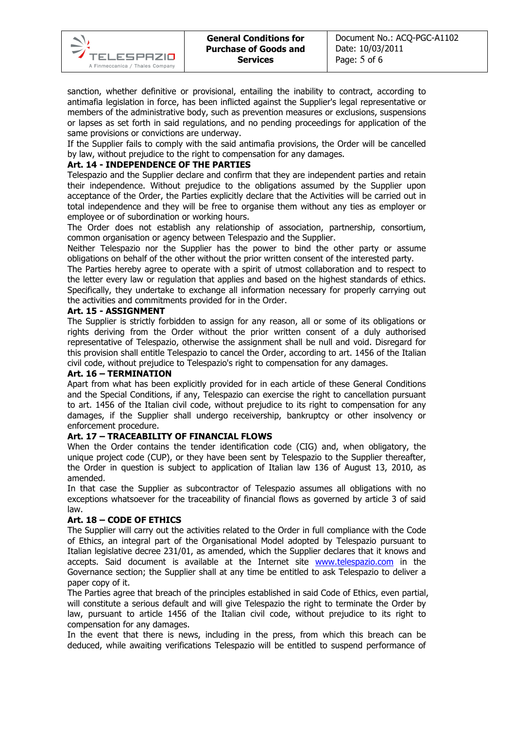sanction, whether definitive or provisional, entailing the inability to contract, according to antimafia legislation in force, has been inflicted against the Supplier's legal representative or members of the administrative body, such as prevention measures or exclusions, suspensions or lapses as set forth in said regulations, and no pending proceedings for application of the same provisions or convictions are underway.

If the Supplier fails to comply with the said antimafia provisions, the Order will be cancelled by law, without prejudice to the right to compensation for any damages.

**Art. 14 - INDEPENDENCE OF THE PARTIES**

Telespazio and the Supplier declare and confirm that they are independent parties and retain their independence. Without prejudice to the obligations assumed by the Supplier upon acceptance of the Order, the Parties explicitly declare that the Activities will be carried out in total independence and they will be free to organise them without any ties as employer or employee or of subordination or working hours.

The Order does not establish any relationship of association, partnership, consortium, common organisation or agency between Telespazio and the Supplier.

Neither Telespazio nor the Supplier has the power to bind the other party or assume obligations on behalf of the other without the prior written consent of the interested party.

The Parties hereby agree to operate with a spirit of utmost collaboration and to respect to the letter every law or regulation that applies and based on the highest standards of ethics. Specifically, they undertake to exchange all information necessary for properly carrying out the activities and commitments provided for in the Order.

**Art. 15 - ASSIGNMENT**

The Supplier is strictly forbidden to assign for any reason, all or some of its obligations or rights deriving from the Order without the prior written consent of a duly authorised representative of Telespazio, otherwise the assignment shall be null and void. Disregard for this provision shall entitle Telespazio to cancel the Order, according to art. 1456 of the Italian civil code, without prejudice to Telespazio's right to compensation for any damages.

**Art. 16 – TERMINATION**

Apart from what has been explicitly provided for in each article of these General Conditions and the Special Conditions, if any, Telespazio can exercise the right to cancellation pursuant to art. 1456 of the Italian civil code, without prejudice to its right to compensation for any damages, if the Supplier shall undergo receivership, bankruptcy or other insolvency or enforcement procedure.

**Art. 17 – TRACEABILITY OF FINANCIAL FLOWS**

When the Order contains the tender identification code (CIG) and, when obligatory, the unique project code (CUP), or they have been sent by Telespazio to the Supplier thereafter, the Order in question is subject to application of Italian law 136 of August 13, 2010, as amended.

In that case the Supplier as subcontractor of Telespazio assumes all obligations with no exceptions whatsoever for the traceability of financial flows as governed by article 3 of said law.

**Art. 18 – CODE OF ETHICS**

The Supplier will carry out the activities related to the Order in full compliance with the Code of Ethics, an integral part of the Organisational Model adopted by Telespazio pursuant to Italian legislative decree 231/01, as amended, which the Supplier declares that it knows and accepts. Said document is available at the Internet site [www.telespazio.com](http://www.telespazio.com) in the Governance section; the Supplier shall at any time be entitled to ask Telespazio to deliver a paper copy of it.

The Parties agree that breach of the principles established in said Code of Ethics, even partial, will constitute a serious default and will give Telespazio the right to terminate the Order by law, pursuant to article 1456 of the Italian civil code, without prejudice to its right to compensation for any damages.

In the event that there is news, including in the press, from which this breach can be deduced, while awaiting verifications Telespazio will be entitled to suspend performance of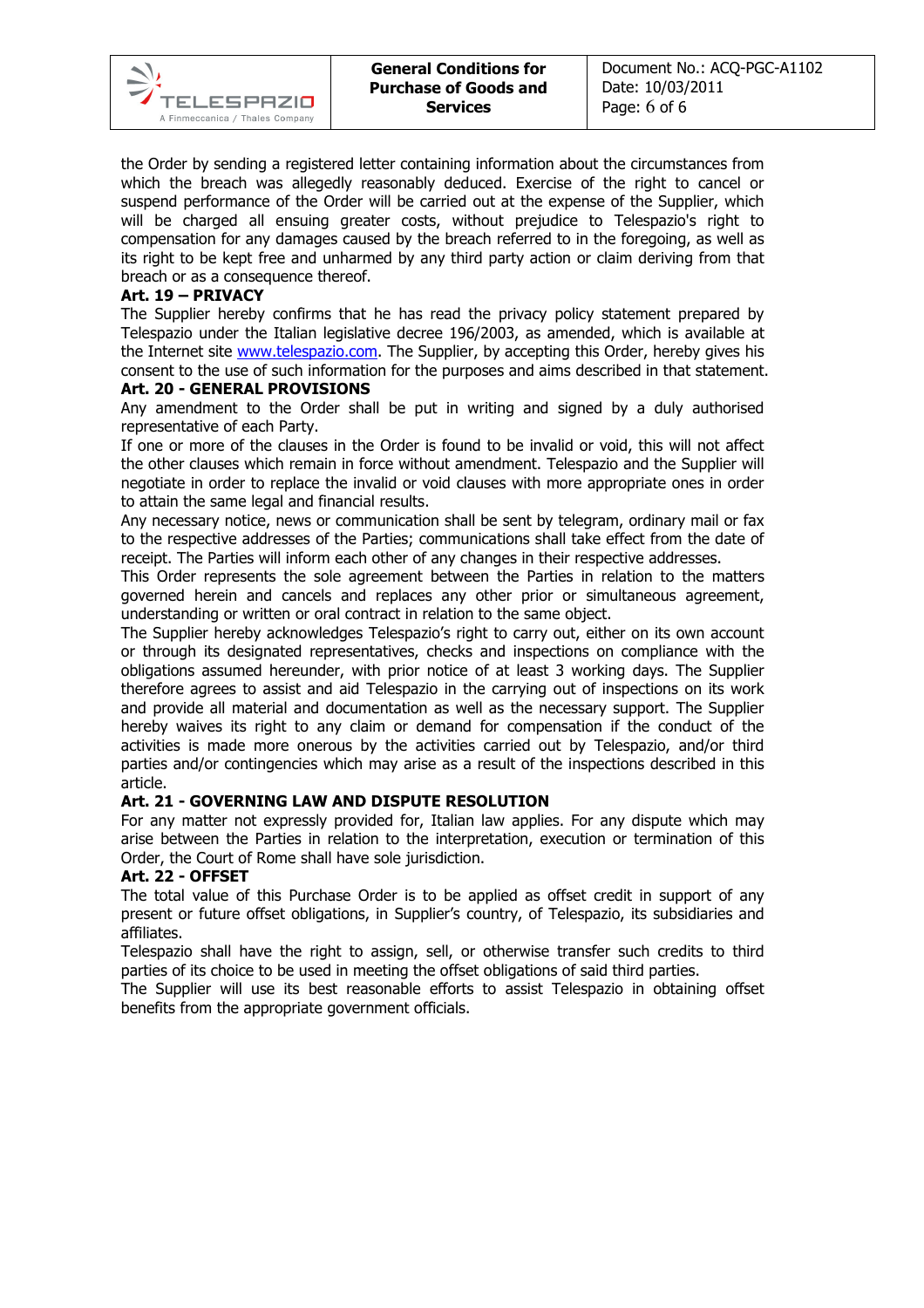the Order by sending a registered letter containing information about the circumstances from which the breach was allegedly reasonably deduced. Exercise of the right to cancel or suspend performance of the Order will be carried out at the expense of the Supplier, which will be charged all ensuing greater costs, without prejudice to Telespazio's right to compensation for any damages caused by the breach referred to in the foregoing, as well as its right to be kept free and unharmed by any third party action or claim deriving from that breach or as a consequence thereof.

**Art. 19 – PRIVACY**

The Supplier hereby confirms that he has read the privacy policy statement prepared by Telespazio under the Italian legislative decree 196/2003, as amended, which is available at the Internet site [www.telespazio.com](http://www.telespazio.com). The Supplier, by accepting this Order, hereby gives his consent to the use of such information for the purposes and aims described in that statement.

**Art. 20 - GENERAL PROVISIONS**

Any amendment to the Order shall be put in writing and signed by a duly authorised representative of each Party.

If one or more of the clauses in the Order is found to be invalid or void, this will not affect the other clauses which remain in force without amendment. Telespazio and the Supplier will negotiate in order to replace the invalid or void clauses with more appropriate ones in order to attain the same legal and financial results.

Any necessary notice, news or communication shall be sent by telegram, ordinary mail or fax to the respective addresses of the Parties; communications shall take effect from the date of receipt. The Parties will inform each other of any changes in their respective addresses.

This Order represents the sole agreement between the Parties in relation to the matters governed herein and cancels and replaces any other prior or simultaneous agreement, understanding or written or oral contract in relation to the same object.

The Supplier hereby acknowledges Telespazio's right to carry out, either on its own account or through its designated representatives, checks and inspections on compliance with the obligations assumed hereunder, with prior notice of at least 3 working days. The Supplier therefore agrees to assist and aid Telespazio in the carrying out of inspections on its work and provide all material and documentation as well as the necessary support. The Supplier hereby waives its right to any claim or demand for compensation if the conduct of the activities is made more onerous by the activities carried out by Telespazio, and/or third parties and/or contingencies which may arise as a result of the inspections described in this article.

**Art. 21 - GOVERNING LAW AND DISPUTE RESOLUTION**

For any matter not expressly provided for, Italian law applies. For any dispute which may arise between the Parties in relation to the interpretation, execution or termination of this Order, the Court of Rome shall have sole jurisdiction.

**Art. 22 - OFFSET**

The total value of this Purchase Order is to be applied as offset credit in support of any present or future offset obligations, in Supplier's country, of Telespazio, its subsidiaries and affiliates.

Telespazio shall have the right to assign, sell, or otherwise transfer such credits to third parties of its choice to be used in meeting the offset obligations of said third parties.

The Supplier will use its best reasonable efforts to assist Telespazio in obtaining offset benefits from the appropriate government officials.